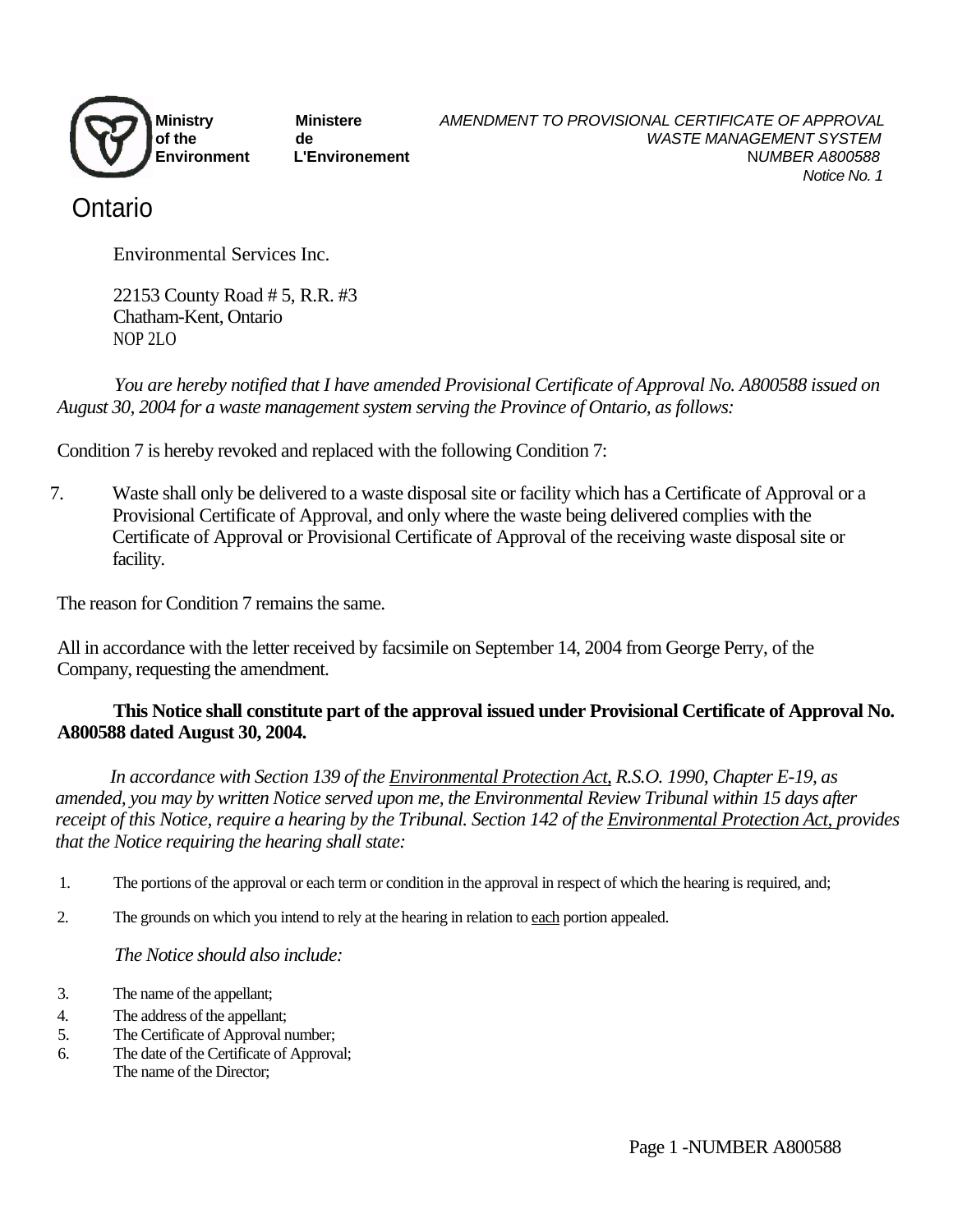Ministry of the Environment — Ministere de L'Environement

Ontario

*AMENDMENT TO PROVISIONAL CERTIFICATE OF APPROVAL*
*WASTE MANAGEMENT SYSTEM*
*NUMBER A800588*
*Notice No. 1*

Environmental Services Inc.

22153 County Road # 5, R.R. #3
Chatham-Kent, Ontario
NOP 2LO

*You are hereby notified that I have amended Provisional Certificate of Approval No. A800588 issued on August 30, 2004 for a waste management system serving the Province of Ontario, as follows:*

Condition 7 is hereby revoked and replaced with the following Condition 7:

7. Waste shall only be delivered to a waste disposal site or facility which has a Certificate of Approval or a Provisional Certificate of Approval, and only where the waste being delivered complies with the Certificate of Approval or Provisional Certificate of Approval of the receiving waste disposal site or facility.

The reason for Condition 7 remains the same.

All in accordance with the letter received by facsimile on September 14, 2004 from George Perry, of the Company, requesting the amendment.

**This Notice shall constitute part of the approval issued under Provisional Certificate of Approval No. A800588 dated August 30, 2004.**

*In accordance with Section 139 of the Environmental Protection Act, R.S.O. 1990, Chapter E-19, as amended, you may by written Notice served upon me, the Environmental Review Tribunal within 15 days after receipt of this Notice, require a hearing by the Tribunal. Section 142 of the Environmental Protection Act, provides that the Notice requiring the hearing shall state:*

1. The portions of the approval or each term or condition in the approval in respect of which the hearing is required, and;
2. The grounds on which you intend to rely at the hearing in relation to each portion appealed.

*The Notice should also include:*

3. The name of the appellant;
4. The address of the appellant;
5. The Certificate of Approval number;
6. The date of the Certificate of Approval;

The name of the Director;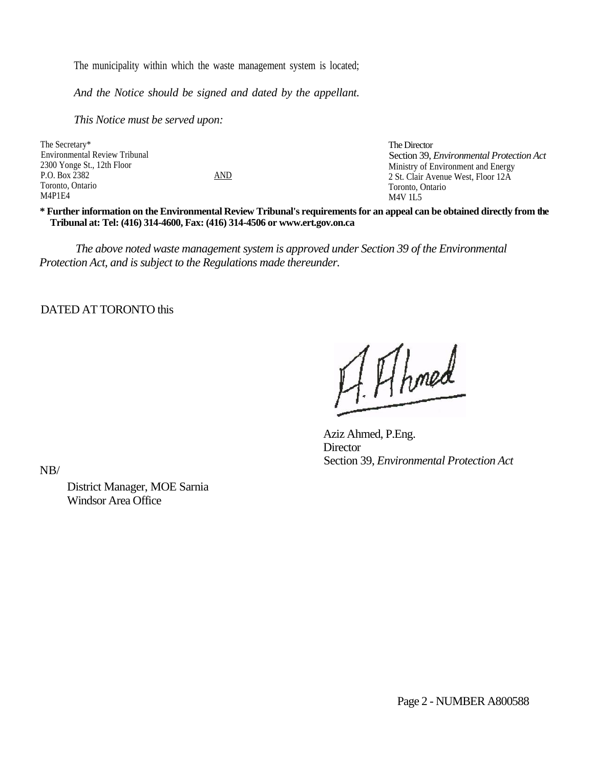The municipality within which the waste management system is located;

*And the Notice should be signed and dated by the appellant.*

*This Notice must be served upon:*

| | | |
|---|---|---|
| The Secretary*<br>Environmental Review Tribunal<br>2300 Yonge St., 12th Floor<br>P.O. Box 2382<br>Toronto, Ontario<br>M4P1E4 | AND | The Director<br>Section 39, *Environmental Protection Act*<br>Ministry of Environment and Energy<br>2 St. Clair Avenue West, Floor 12A<br>Toronto, Ontario<br>M4V 1L5 |

**\* Further information on the Environmental Review Tribunal's requirements for an appeal can be obtained directly from the Tribunal at: Tel: (416) 314-4600, Fax: (416) 314-4506 or www.ert.gov.on.ca**

*The above noted waste management system is approved under Section 39 of the Environmental Protection Act, and is subject to the Regulations made thereunder.*

DATED AT TORONTO this

A. Ahmed

Aziz Ahmed, P.Eng.
Director
Section 39, *Environmental Protection Act*

NB/

District Manager, MOE Sarnia
Windsor Area Office

Page 2 - NUMBER A800588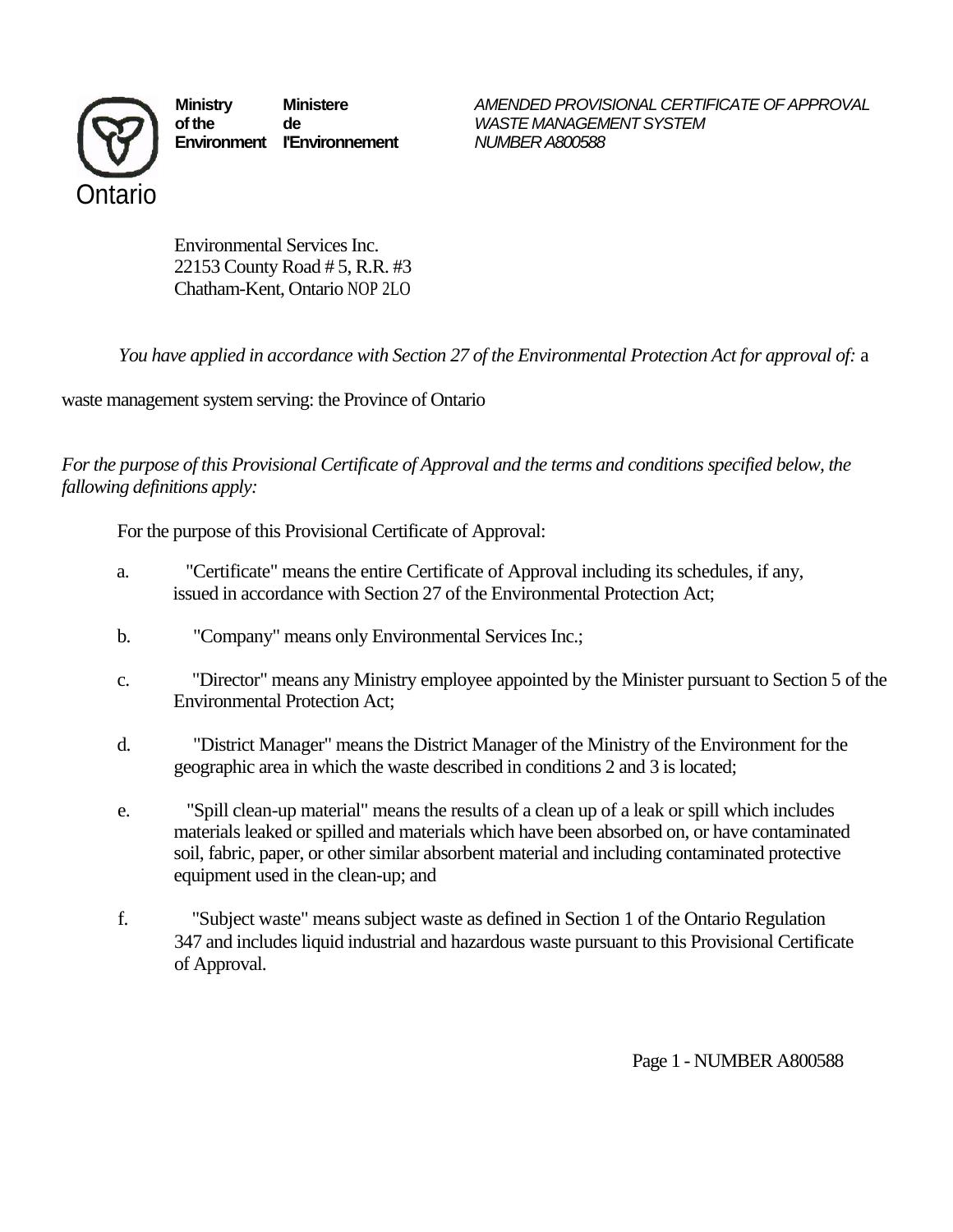**Ministry of the Environment** | **Ministere de l'Environnement**

Ontario

*AMENDED PROVISIONAL CERTIFICATE OF APPROVAL*
*WASTE MANAGEMENT SYSTEM*
*NUMBER A800588*

Environmental Services Inc.
22153 County Road # 5, R.R. #3
Chatham-Kent, Ontario NOP 2LO

*You have applied in accordance with Section 27 of the Environmental Protection Act for approval of:* a waste management system serving: the Province of Ontario

*For the purpose of this Provisional Certificate of Approval and the terms and conditions specified below, the fallowing definitions apply:*

For the purpose of this Provisional Certificate of Approval:

a. "Certificate" means the entire Certificate of Approval including its schedules, if any, issued in accordance with Section 27 of the Environmental Protection Act;

b. "Company" means only Environmental Services Inc.;

c. "Director" means any Ministry employee appointed by the Minister pursuant to Section 5 of the Environmental Protection Act;

d. "District Manager" means the District Manager of the Ministry of the Environment for the geographic area in which the waste described in conditions 2 and 3 is located;

e. "Spill clean-up material" means the results of a clean up of a leak or spill which includes materials leaked or spilled and materials which have been absorbed on, or have contaminated soil, fabric, paper, or other similar absorbent material and including contaminated protective equipment used in the clean-up; and

f. "Subject waste" means subject waste as defined in Section 1 of the Ontario Regulation 347 and includes liquid industrial and hazardous waste pursuant to this Provisional Certificate of Approval.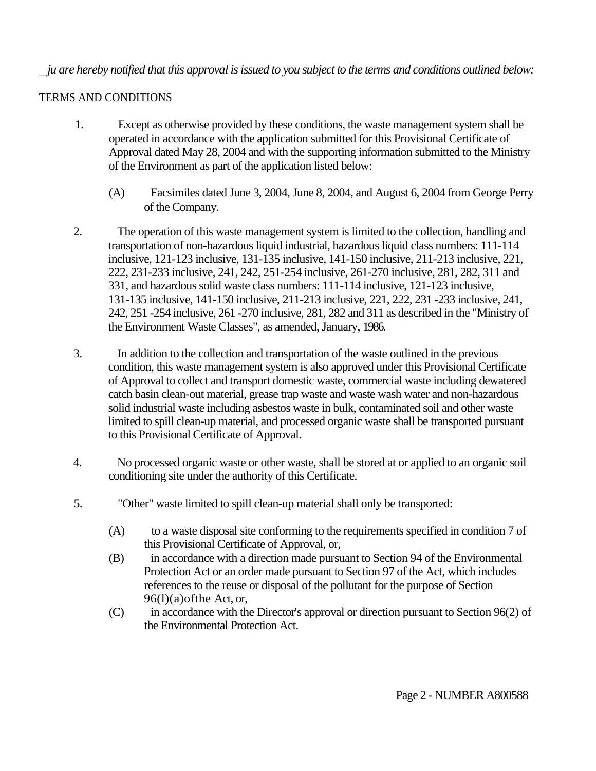*_ ju are hereby notified that this approval is issued to you subject to the terms and conditions outlined below:*

TERMS AND CONDITIONS

1. Except as otherwise provided by these conditions, the waste management system shall be operated in accordance with the application submitted for this Provisional Certificate of Approval dated May 28, 2004 and with the supporting information submitted to the Ministry of the Environment as part of the application listed below:

   (A) Facsimiles dated June 3, 2004, June 8, 2004, and August 6, 2004 from George Perry of the Company.

2. The operation of this waste management system is limited to the collection, handling and transportation of non-hazardous liquid industrial, hazardous liquid class numbers: 111-114 inclusive, 121-123 inclusive, 131-135 inclusive, 141-150 inclusive, 211-213 inclusive, 221, 222, 231-233 inclusive, 241, 242, 251-254 inclusive, 261-270 inclusive, 281, 282, 311 and 331, and hazardous solid waste class numbers: 111-114 inclusive, 121-123 inclusive, 131-135 inclusive, 141-150 inclusive, 211-213 inclusive, 221, 222, 231 -233 inclusive, 241, 242, 251 -254 inclusive, 261 -270 inclusive, 281, 282 and 311 as described in the "Ministry of the Environment Waste Classes", as amended, January, 1986.

3. In addition to the collection and transportation of the waste outlined in the previous condition, this waste management system is also approved under this Provisional Certificate of Approval to collect and transport domestic waste, commercial waste including dewatered catch basin clean-out material, grease trap waste and waste wash water and non-hazardous solid industrial waste including asbestos waste in bulk, contaminated soil and other waste limited to spill clean-up material, and processed organic waste shall be transported pursuant to this Provisional Certificate of Approval.

4. No processed organic waste or other waste, shall be stored at or applied to an organic soil conditioning site under the authority of this Certificate.

5. "Other" waste limited to spill clean-up material shall only be transported:

   (A) to a waste disposal site conforming to the requirements specified in condition 7 of this Provisional Certificate of Approval, or,
   (B) in accordance with a direction made pursuant to Section 94 of the Environmental Protection Act or an order made pursuant to Section 97 of the Act, which includes references to the reuse or disposal of the pollutant for the purpose of Section 96(l)(a)ofthe Act, or,
   (C) in accordance with the Director's approval or direction pursuant to Section 96(2) of the Environmental Protection Act.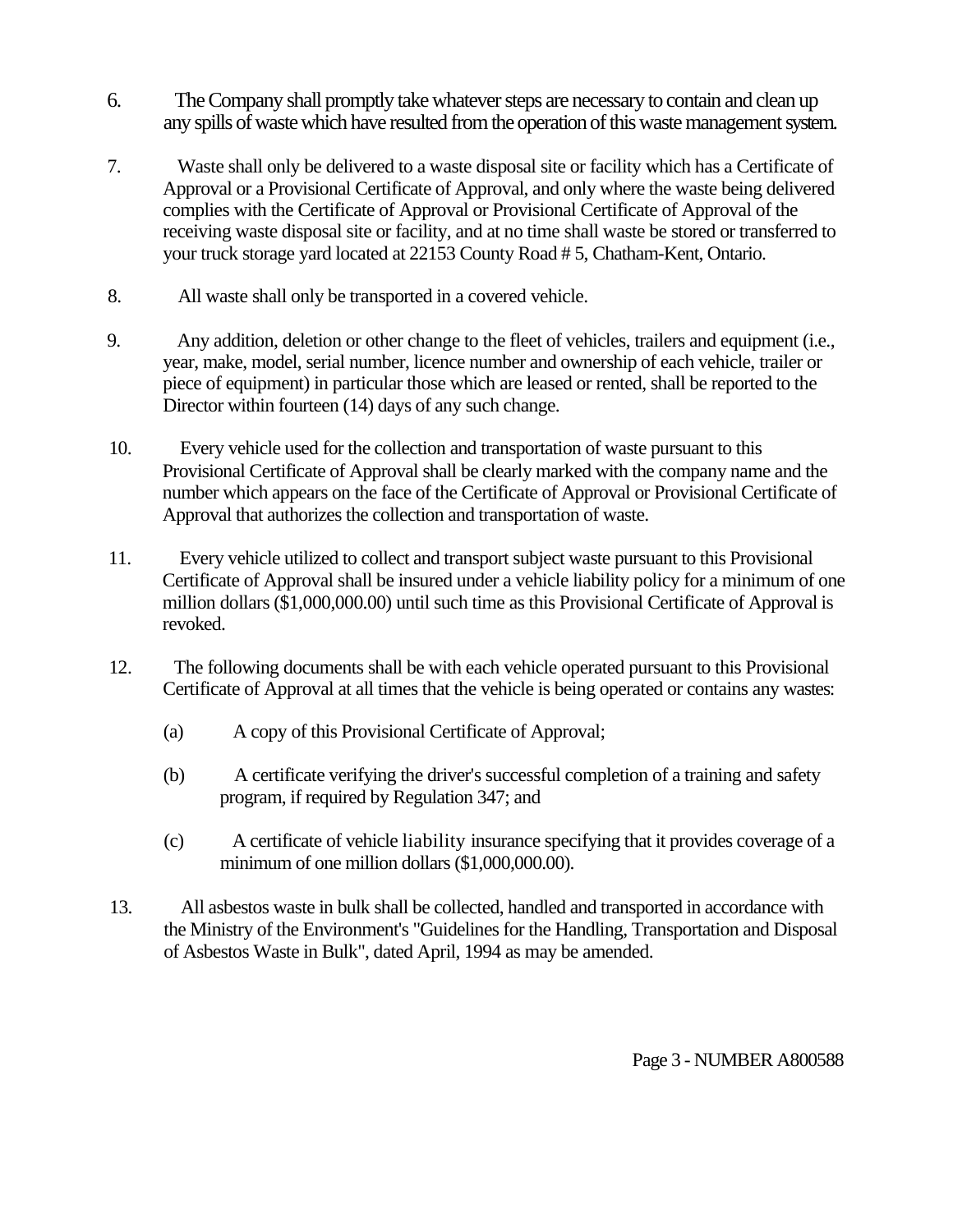6. The Company shall promptly take whatever steps are necessary to contain and clean up any spills of waste which have resulted from the operation of this waste management system.

7. Waste shall only be delivered to a waste disposal site or facility which has a Certificate of Approval or a Provisional Certificate of Approval, and only where the waste being delivered complies with the Certificate of Approval or Provisional Certificate of Approval of the receiving waste disposal site or facility, and at no time shall waste be stored or transferred to your truck storage yard located at 22153 County Road # 5, Chatham-Kent, Ontario.

8. All waste shall only be transported in a covered vehicle.

9. Any addition, deletion or other change to the fleet of vehicles, trailers and equipment (i.e., year, make, model, serial number, licence number and ownership of each vehicle, trailer or piece of equipment) in particular those which are leased or rented, shall be reported to the Director within fourteen (14) days of any such change.

10. Every vehicle used for the collection and transportation of waste pursuant to this Provisional Certificate of Approval shall be clearly marked with the company name and the number which appears on the face of the Certificate of Approval or Provisional Certificate of Approval that authorizes the collection and transportation of waste.

11. Every vehicle utilized to collect and transport subject waste pursuant to this Provisional Certificate of Approval shall be insured under a vehicle liability policy for a minimum of one million dollars ($1,000,000.00) until such time as this Provisional Certificate of Approval is revoked.

12. The following documents shall be with each vehicle operated pursuant to this Provisional Certificate of Approval at all times that the vehicle is being operated or contains any wastes:

    (a) A copy of this Provisional Certificate of Approval;

    (b) A certificate verifying the driver's successful completion of a training and safety program, if required by Regulation 347; and

    (c) A certificate of vehicle liability insurance specifying that it provides coverage of a minimum of one million dollars ($1,000,000.00).

13. All asbestos waste in bulk shall be collected, handled and transported in accordance with the Ministry of the Environment's "Guidelines for the Handling, Transportation and Disposal of Asbestos Waste in Bulk", dated April, 1994 as may be amended.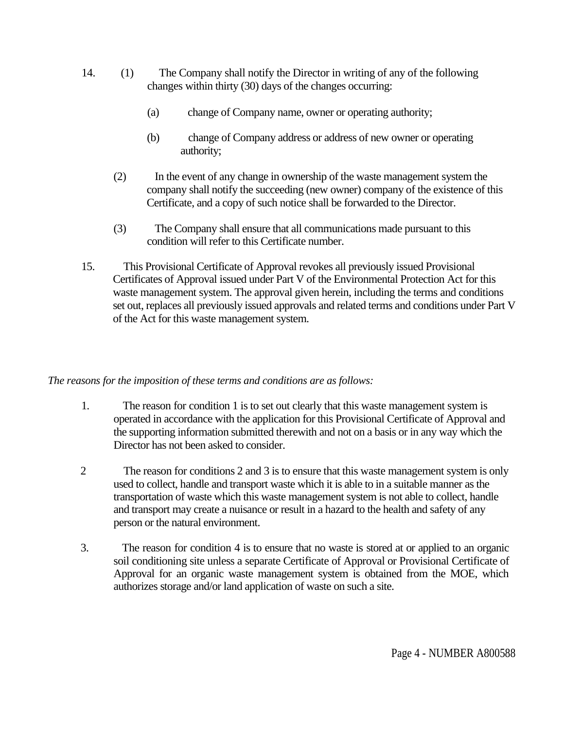14. (1) The Company shall notify the Director in writing of any of the following changes within thirty (30) days of the changes occurring:

    (a) change of Company name, owner or operating authority;

    (b) change of Company address or address of new owner or operating authority;

    (2) In the event of any change in ownership of the waste management system the company shall notify the succeeding (new owner) company of the existence of this Certificate, and a copy of such notice shall be forwarded to the Director.

    (3) The Company shall ensure that all communications made pursuant to this condition will refer to this Certificate number.

15. This Provisional Certificate of Approval revokes all previously issued Provisional Certificates of Approval issued under Part V of the Environmental Protection Act for this waste management system. The approval given herein, including the terms and conditions set out, replaces all previously issued approvals and related terms and conditions under Part V of the Act for this waste management system.

*The reasons for the imposition of these terms and conditions are as follows:*

1. The reason for condition 1 is to set out clearly that this waste management system is operated in accordance with the application for this Provisional Certificate of Approval and the supporting information submitted therewith and not on a basis or in any way which the Director has not been asked to consider.

2 The reason for conditions 2 and 3 is to ensure that this waste management system is only used to collect, handle and transport waste which it is able to in a suitable manner as the transportation of waste which this waste management system is not able to collect, handle and transport may create a nuisance or result in a hazard to the health and safety of any person or the natural environment.

3. The reason for condition 4 is to ensure that no waste is stored at or applied to an organic soil conditioning site unless a separate Certificate of Approval or Provisional Certificate of Approval for an organic waste management system is obtained from the MOE, which authorizes storage and/or land application of waste on such a site.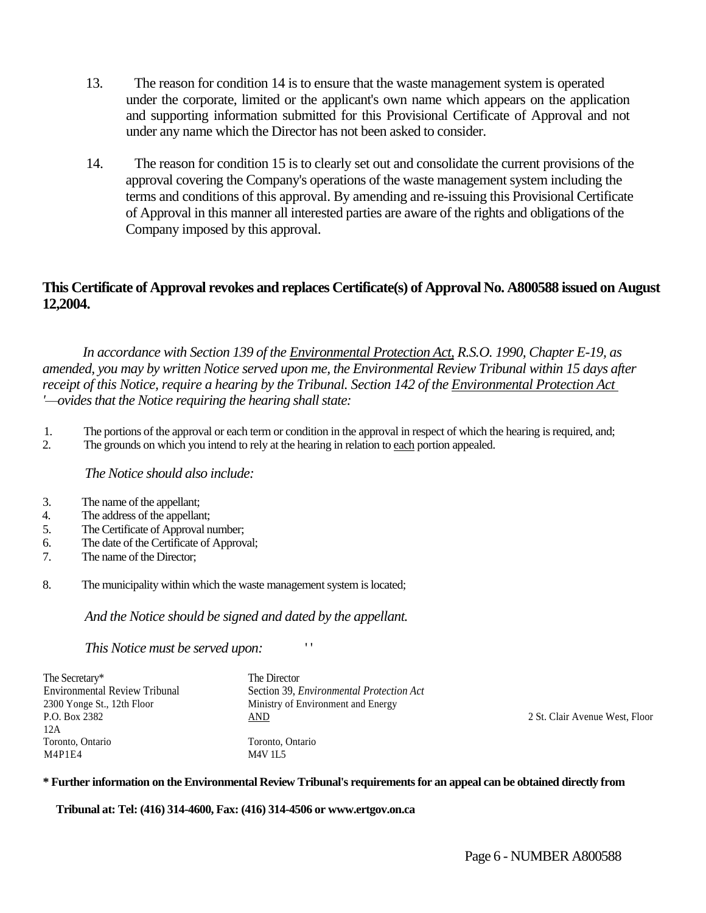13. The reason for condition 14 is to ensure that the waste management system is operated under the corporate, limited or the applicant's own name which appears on the application and supporting information submitted for this Provisional Certificate of Approval and not under any name which the Director has not been asked to consider.

14. The reason for condition 15 is to clearly set out and consolidate the current provisions of the approval covering the Company's operations of the waste management system including the terms and conditions of this approval. By amending and re-issuing this Provisional Certificate of Approval in this manner all interested parties are aware of the rights and obligations of the Company imposed by this approval.

**This Certificate of Approval revokes and replaces Certificate(s) of Approval No. A800588 issued on August 12,2004.**

*In accordance with Section 139 of the Environmental Protection Act, R.S.O. 1990, Chapter E-19, as amended, you may by written Notice served upon me, the Environmental Review Tribunal within 15 days after receipt of this Notice, require a hearing by the Tribunal. Section 142 of the Environmental Protection Act '—ovides that the Notice requiring the hearing shall state:*

1. The portions of the approval or each term or condition in the approval in respect of which the hearing is required, and;
2. The grounds on which you intend to rely at the hearing in relation to each portion appealed.

*The Notice should also include:*

3. The name of the appellant;
4. The address of the appellant;
5. The Certificate of Approval number;
6. The date of the Certificate of Approval;
7. The name of the Director;
8. The municipality within which the waste management system is located;

*And the Notice should be signed and dated by the appellant.*

*This Notice must be served upon:*

The Secretary*
Environmental Review Tribunal
2300 Yonge St., 12th Floor
P.O. Box 2382
Toronto, Ontario
M4P1E4

AND

The Director
Section 39, *Environmental Protection Act*
Ministry of Environment and Energy
2 St. Clair Avenue West, Floor 12A
Toronto, Ontario
M4V 1L5

**\* Further information on the Environmental Review Tribunal's requirements for an appeal can be obtained directly from Tribunal at: Tel: (416) 314-4600, Fax: (416) 314-4506 or www.ertgov.on.ca**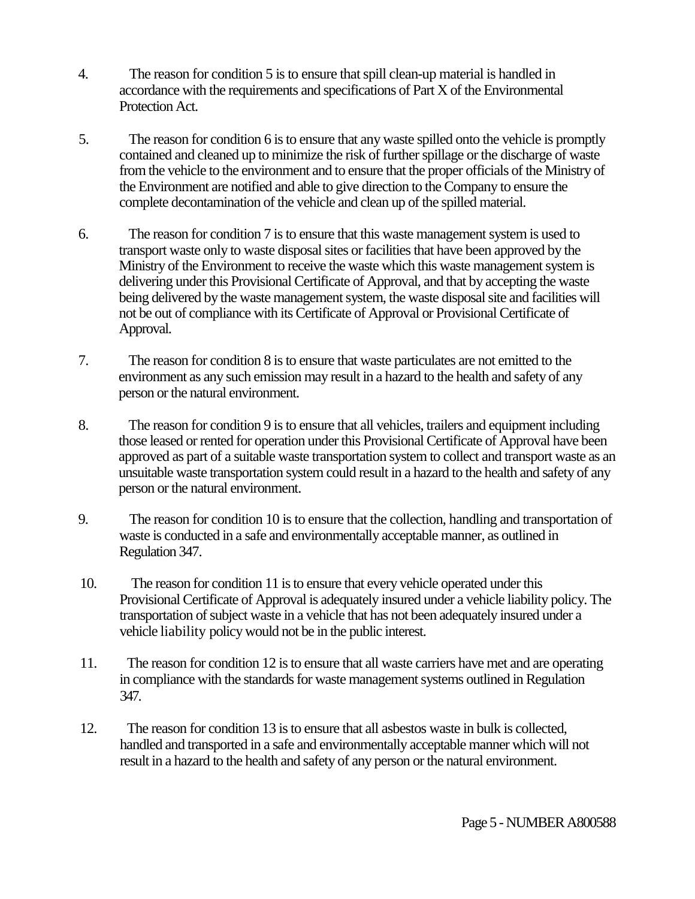4. The reason for condition 5 is to ensure that spill clean-up material is handled in accordance with the requirements and specifications of Part X of the Environmental Protection Act.

5. The reason for condition 6 is to ensure that any waste spilled onto the vehicle is promptly contained and cleaned up to minimize the risk of further spillage or the discharge of waste from the vehicle to the environment and to ensure that the proper officials of the Ministry of the Environment are notified and able to give direction to the Company to ensure the complete decontamination of the vehicle and clean up of the spilled material.

6. The reason for condition 7 is to ensure that this waste management system is used to transport waste only to waste disposal sites or facilities that have been approved by the Ministry of the Environment to receive the waste which this waste management system is delivering under this Provisional Certificate of Approval, and that by accepting the waste being delivered by the waste management system, the waste disposal site and facilities will not be out of compliance with its Certificate of Approval or Provisional Certificate of Approval.

7. The reason for condition 8 is to ensure that waste particulates are not emitted to the environment as any such emission may result in a hazard to the health and safety of any person or the natural environment.

8. The reason for condition 9 is to ensure that all vehicles, trailers and equipment including those leased or rented for operation under this Provisional Certificate of Approval have been approved as part of a suitable waste transportation system to collect and transport waste as an unsuitable waste transportation system could result in a hazard to the health and safety of any person or the natural environment.

9. The reason for condition 10 is to ensure that the collection, handling and transportation of waste is conducted in a safe and environmentally acceptable manner, as outlined in Regulation 347.

10. The reason for condition 11 is to ensure that every vehicle operated under this Provisional Certificate of Approval is adequately insured under a vehicle liability policy. The transportation of subject waste in a vehicle that has not been adequately insured under a vehicle liability policy would not be in the public interest.

11. The reason for condition 12 is to ensure that all waste carriers have met and are operating in compliance with the standards for waste management systems outlined in Regulation 347.

12. The reason for condition 13 is to ensure that all asbestos waste in bulk is collected, handled and transported in a safe and environmentally acceptable manner which will not result in a hazard to the health and safety of any person or the natural environment.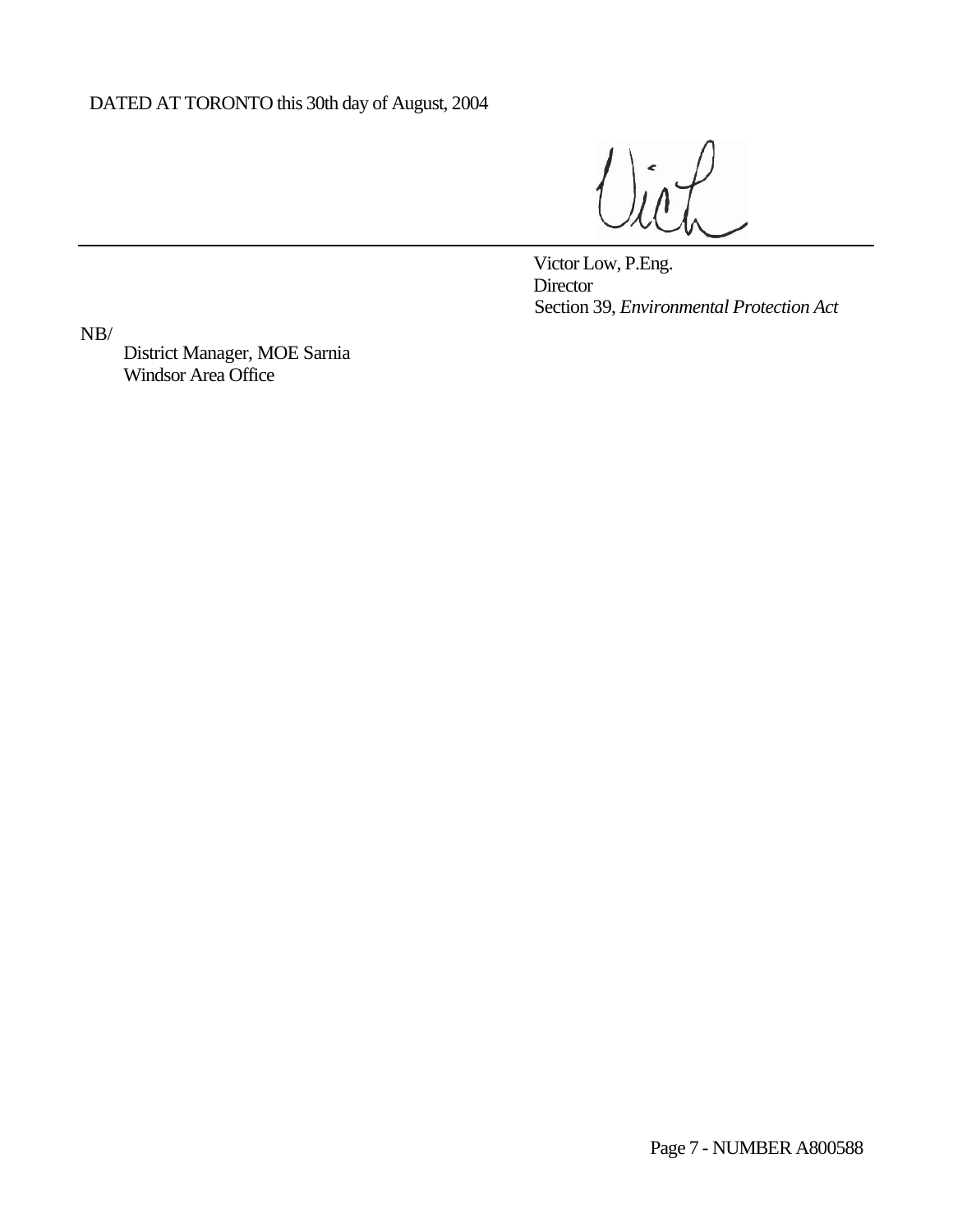DATED AT TORONTO this 30th day of August, 2004

---

Victor Low, P.Eng.
Director
Section 39, *Environmental Protection Act*

NB/

District Manager, MOE Sarnia
Windsor Area Office